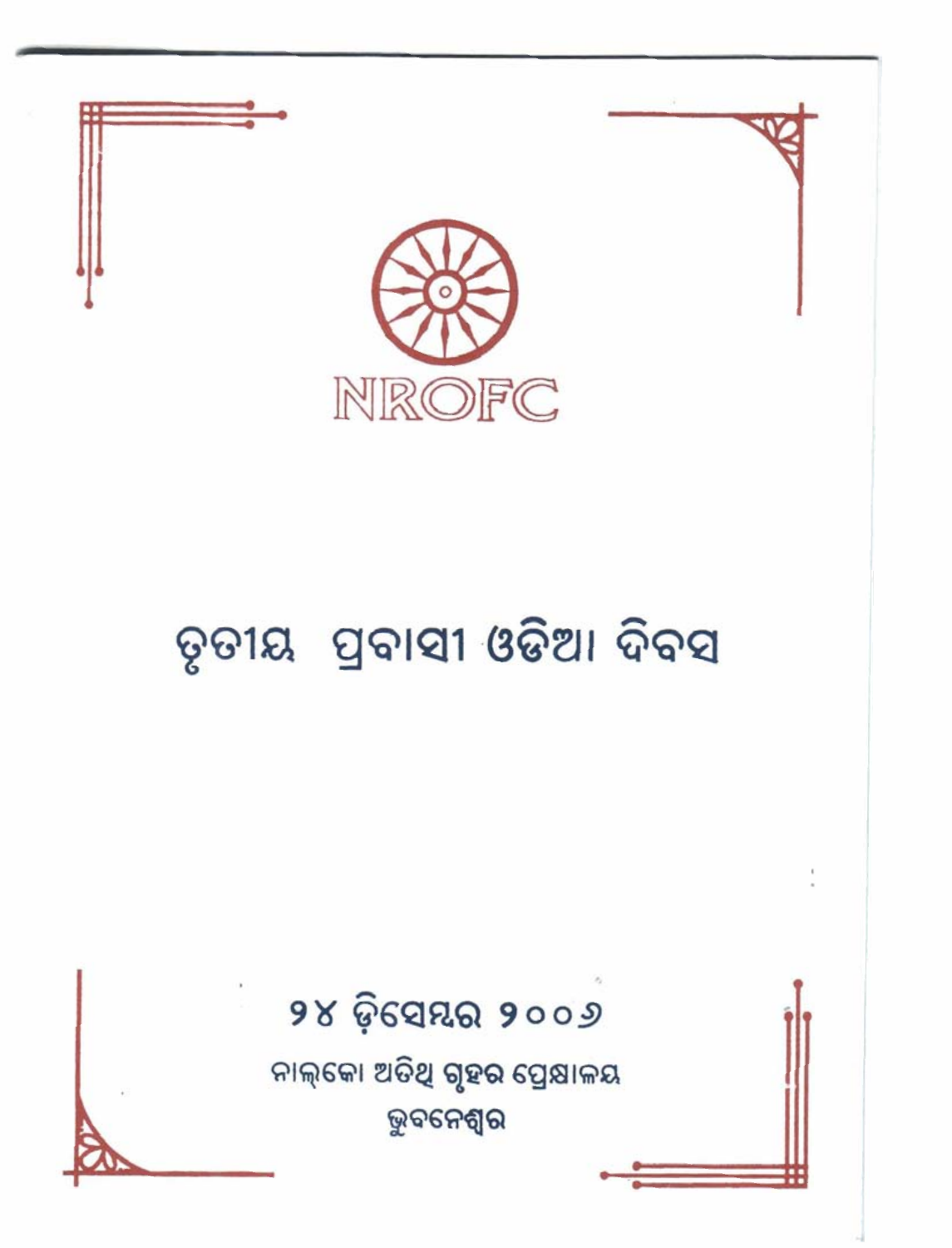NROFC

# ତୃତୀୟ ପ୍ରବାସୀ ଓଡିଆ ଦିବସ

୨୪ ଡ଼ିସେମ୍ବର ୨୦୦୬

ନାଲ୍‌କୋ ଅତିଥି ଗୃହର ପ୍ରେକ୍ଷାଳୟ

ଭୁବନେଶ୍ୱର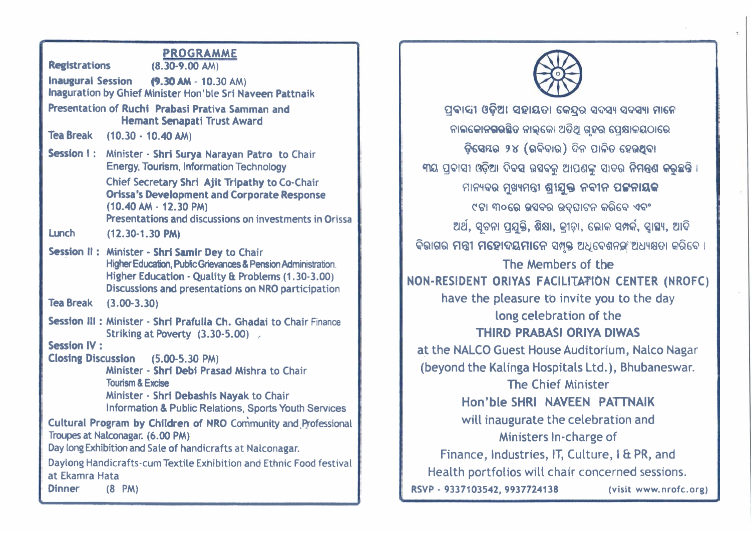## PROGRAMME

**Registrations** (8.30-9.00 AM)

**Inaugural Session** (**9.30 AM** - 10.30 AM)
Inaguration by Ghief Minister Hon'ble Sri Naveen Pattnaik

Presentation of **Ruchi Prabasi Prativa Samman and Hemant Senapati Trust Award**

**Tea Break** (10.30 - 10.40 AM)

**Session I :** Minister - **Shri Surya Narayan Patro** to Chair
Energy, Tourism, Information Technology
Chief Secretary Shri **Ajit Tripathy** to Co-Chair
**Orissa's Development and Corporate Response**
(10.40 AM - 12.30 PM)
Presentations and discussions on investments in Orissa

**Lunch** (12.30-1.30 PM)

**Session II :** Minister - **Shri Samir Dey** to Chair
Higher Education, Public Grievances & Pension Administration.
Higher Education - Quality & Problems (1.30-3.00)
Discussions and presentations on NRO participation

**Tea Break** (3.00-3.30)

**Session III :** Minister - **Shri Prafulla Ch. Ghadai** to Chair Finance
Striking at Poverty (3.30-5.00)

**Session IV :**
**Closing Discussion** (5.00-5.30 PM)
Minister - **Shri Debi Prasad Mishra** to Chair
Tourism & Excise
Minister - **Shri Debashis Nayak** to Chair
Information & Public Relations, Sports Youth Services

**Cultural Program by Children of NRO** Community and Professional Troupes at Nalconagar. (6.00 PM)

Day long Exhibition and Sale of handicrafts at Nalconagar.

Daylong Handicrafts-cum Textile Exhibition and Ethnic Food festival at Ekamra Hata

**Dinner** (8 PM)

---

ପ୍ରବାସୀ ଓଡ଼ିଆ ସହାୟତା କେନ୍ଦ୍ରର ସଦସ୍ୟ ସଦସ୍ୟା ମାନେ
ନାଲକୋନଗରସ୍ଥିତ ନାଲ୍‌କୋ ଅତିଥି ଗୃହର ପ୍ରେକ୍ଷାଳୟଠାରେ
ଡ଼ିସେମ୍ବର ୨୪ (ରବିବାର) ଦିନ ପାଳିତ ହେଉଥିବା
୩ୟ ପ୍ରବାସୀ ଓଡ଼ିଆ ଦିବସ ଉତ୍ସବକୁ ଆପଣଙ୍କୁ ସାଦର **ନିମନ୍ତ୍ରଣ କରୁଛନ୍ତି ।**
ମାନ୍ୟବର ମୁଖ୍ୟମନ୍ତ୍ରୀ **ଶ୍ରୀଯୁକ୍ତ ନବୀନ ପଟ୍ଟନାୟକ**
୯ଟା ୩୦ରେ ଉତ୍ସବର ଉଦ୍‌ଘାଟନ କରିବେ ଏବଂ
ଅର୍ଥ, ସୂଚନା ପ୍ରଯୁକ୍ତି, ଶିକ୍ଷା, କ୍ରୀଡ଼ା, ଲୋକ ସମ୍ପର୍କ, ସ୍ୱାସ୍ଥ୍ୟ, ଆଦି
ବିଭାଗର **ମନ୍ତ୍ରୀ ମହୋଦୟମାନେ** ସମ୍ପୃକ୍ତ ଅଧିବେଶନର ଅଧ୍ୟକ୍ଷତା କରିବେ ।

The Members of the
**NON-RESIDENT ORIYAS FACILITATION CENTER (NROFC)**
have the pleasure to invite you to the day long celebration of the
**THIRD PRABASI ORIYA DIWAS**
at the NALCO Guest House Auditorium, Nalco Nagar (beyond the Kalinga Hospitals Ltd.), Bhubaneswar.
The Chief Minister
**Hon'ble SHRI NAVEEN PATTNAIK**
will inaugurate the celebration and
Ministers In-charge of
Finance, Industries, IT, Culture, I & PR, and Health portfolios will chair concerned sessions.

**RSVP - 9337103542, 9937724138** (visit www.nrofc.org)